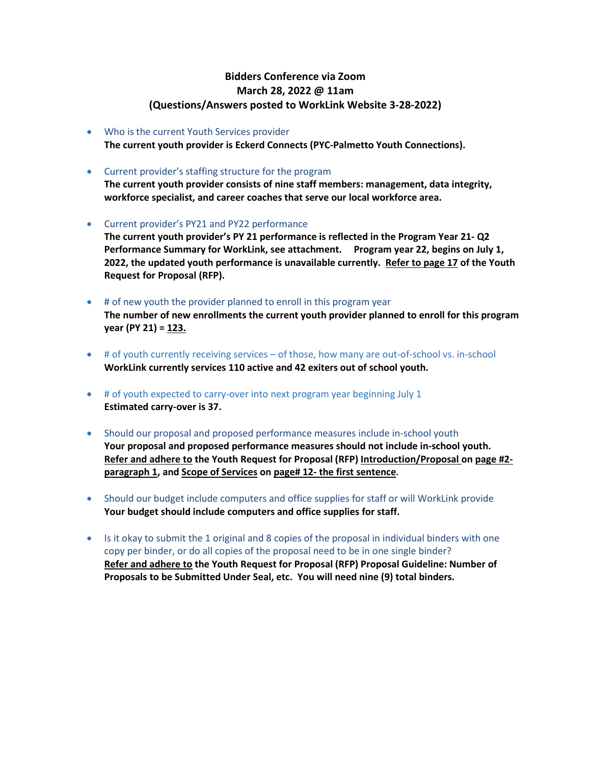**Bidders Conference via Zoom**
**March 28, 2022 @ 11am**
**(Questions/Answers posted to WorkLink Website 3-28-2022)**

- Who is the current Youth Services provider
  **The current youth provider is Eckerd Connects (PYC-Palmetto Youth Connections).**

- Current provider's staffing structure for the program
  **The current youth provider consists of nine staff members: management, data integrity, workforce specialist, and career coaches that serve our local workforce area.**

- Current provider's PY21 and PY22 performance
  **The current youth provider's PY 21 performance is reflected in the Program Year 21- Q2 Performance Summary for WorkLink, see attachment. Program year 22, begins on July 1, 2022, the updated youth performance is unavailable currently. Refer to page 17 of the Youth Request for Proposal (RFP).**

- # of new youth the provider planned to enroll in this program year
  **The number of new enrollments the current youth provider planned to enroll for this program year (PY 21) = 123.**

- # of youth currently receiving services – of those, how many are out-of-school vs. in-school
  **WorkLink currently services 110 active and 42 exiters out of school youth.**

- # of youth expected to carry-over into next program year beginning July 1
  **Estimated carry-over is 37.**

- Should our proposal and proposed performance measures include in-school youth
  **Your proposal and proposed performance measures should not include in-school youth. Refer and adhere to the Youth Request for Proposal (RFP) Introduction/Proposal on page #2-paragraph 1, and Scope of Services on page# 12- the first sentence.**

- Should our budget include computers and office supplies for staff or will WorkLink provide
  **Your budget should include computers and office supplies for staff.**

- Is it okay to submit the 1 original and 8 copies of the proposal in individual binders with one copy per binder, or do all copies of the proposal need to be in one single binder?
  **Refer and adhere to the Youth Request for Proposal (RFP) Proposal Guideline: Number of Proposals to be Submitted Under Seal, etc. You will need nine (9) total binders.**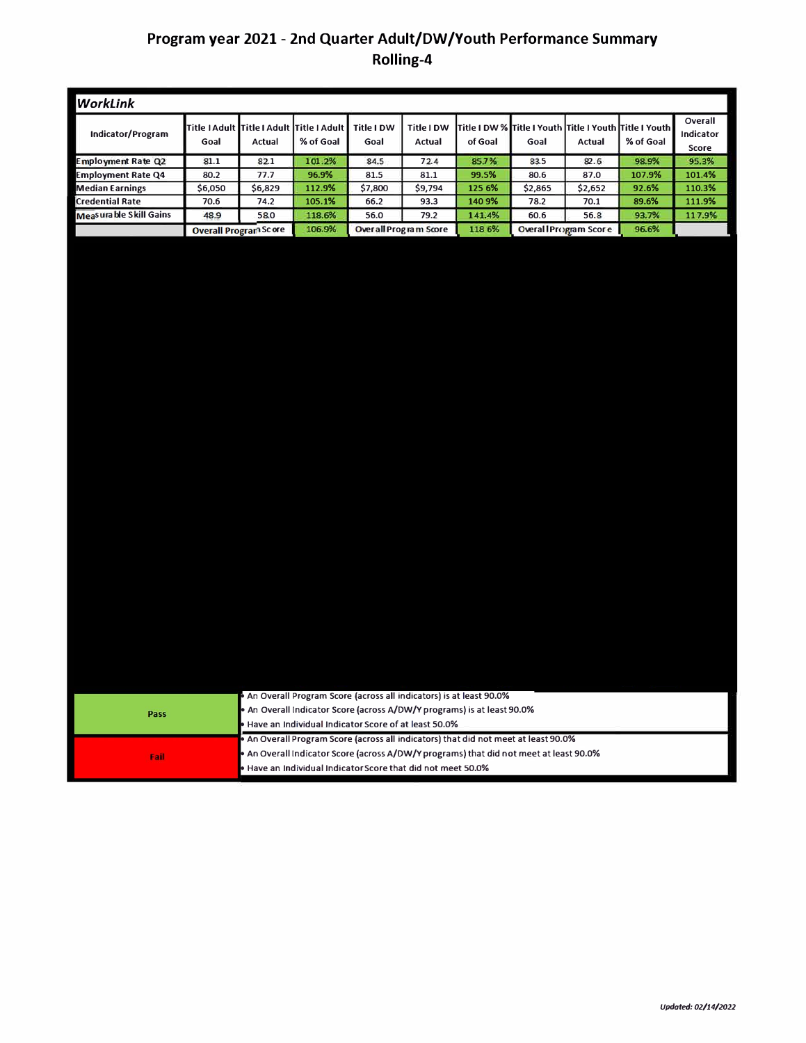# Program year 2021 - 2nd Quarter Adult/DW/Youth Performance Summary
## Rolling-4

***WorkLink***

| Indicator/Program | Title I Adult Goal | Title I Adult Actual | Title I Adult % of Goal | Title I DW Goal | Title I DW Actual | Title I DW % of Goal | Title I Youth Goal | Title I Youth Actual | Title I Youth % of Goal | Overall Indicator Score |
|---|---|---|---|---|---|---|---|---|---|---|
| Employment Rate Q2 | 81.1 | 82.1 | 101.2% | 84.5 | 72.4 | 85.7% | 83.5 | 82.6 | 98.9% | 95.3% |
| Employment Rate Q4 | 80.2 | 77.7 | 96.9% | 81.5 | 81.1 | 99.5% | 80.6 | 87.0 | 107.9% | 101.4% |
| Median Earnings | $6,050 | $6,829 | 112.9% | $7,800 | $9,794 | 125.6% | $2,865 | $2,652 | 92.6% | 110.3% |
| Credential Rate | 70.6 | 74.2 | 105.1% | 66.2 | 93.3 | 140.9% | 78.2 | 70.1 | 89.6% | 111.9% |
| Measurable Skill Gains | 48.9 | 58.0 | 118.6% | 56.0 | 79.2 | 141.4% | 60.6 | 56.8 | 93.7% | 117.9% |
| | Overall Program Score | | 106.9% | Overall Program Score | | 118.6% | Overall Program Score | | 96.6% | |

| | |
|---|---|
| Pass | • An Overall Program Score (across all indicators) is at least 90.0%<br>• An Overall Indicator Score (across A/DW/Y programs) is at least 90.0%<br>• Have an Individual Indicator Score of at least 50.0% |
| Fail | • An Overall Program Score (across all indicators) that did not meet at least 90.0%<br>• An Overall Indicator Score (across A/DW/Y programs) that did not meet at least 90.0%<br>• Have an Individual Indicator Score that did not meet 50.0% |

*Updated: 02/14/2022*